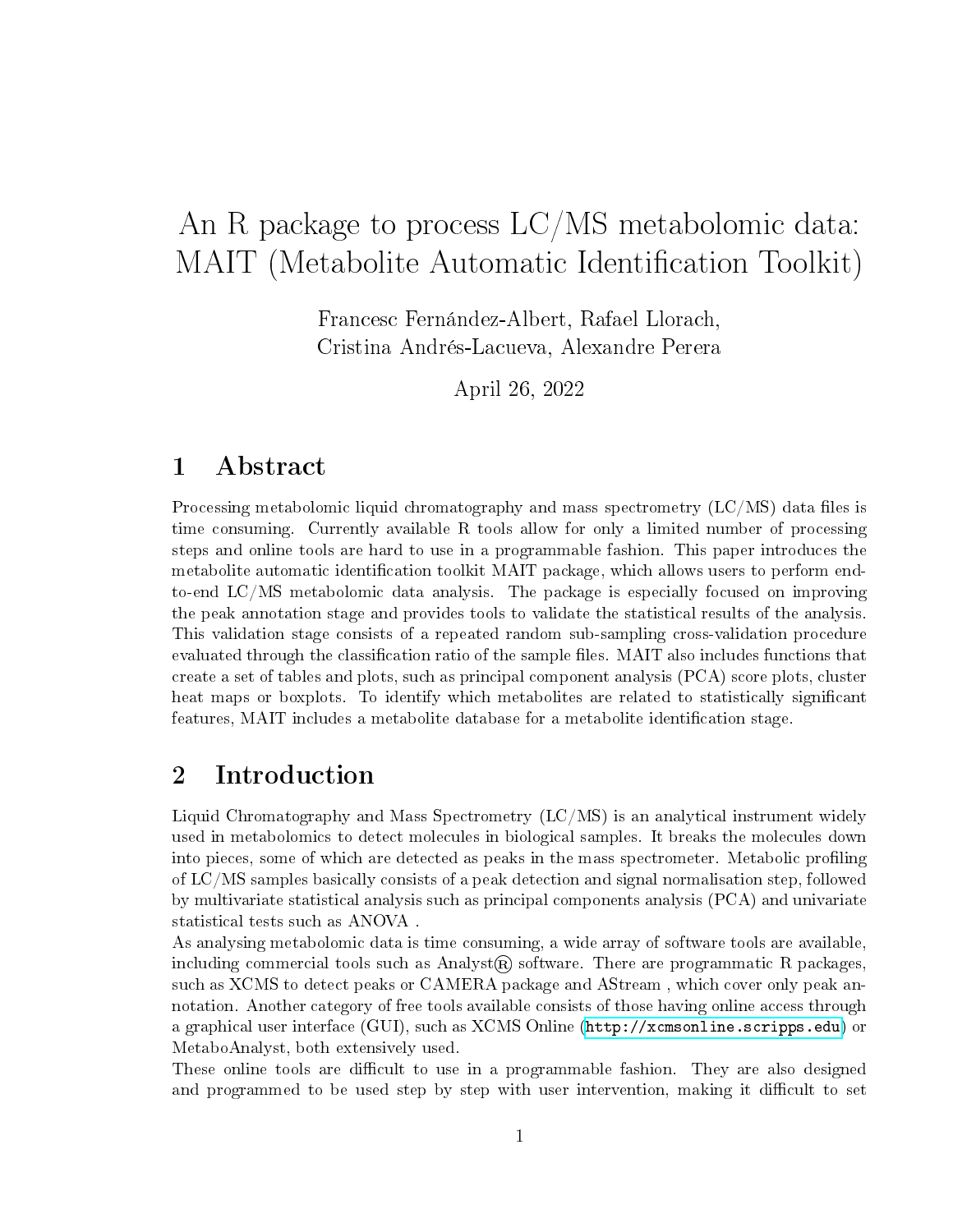# An R package to process LC/MS metabolomic data: MAIT (Metabolite Automatic Identification Toolkit)

Francesc Fernández-Albert, Rafael Llorach, Cristina Andrés-Lacueva, Alexandre Perera

April 26, 2022

## 1 Abstract

Processing metabolomic liquid chromatography and mass spectrometry (LC/MS) data files is time consuming. Currently available R tools allow for only a limited number of processing steps and online tools are hard to use in a programmable fashion. This paper introduces the metabolite automatic identification toolkit MAIT package, which allows users to perform end-to-end LC/MS metabolomic data analysis. The package is especially focused on improving the peak annotation stage and provides tools to validate the statistical results of the analysis. This validation stage consists of a repeated random sub-sampling cross-validation procedure evaluated through the classification ratio of the sample files. MAIT also includes functions that create a set of tables and plots, such as principal component analysis (PCA) score plots, cluster heat maps or boxplots. To identify which metabolites are related to statistically significant features, MAIT includes a metabolite database for a metabolite identification stage.

## 2 Introduction

Liquid Chromatography and Mass Spectrometry (LC/MS) is an analytical instrument widely used in metabolomics to detect molecules in biological samples. It breaks the molecules down into pieces, some of which are detected as peaks in the mass spectrometer. Metabolic profiling of LC/MS samples basically consists of a peak detection and signal normalisation step, followed by multivariate statistical analysis such as principal components analysis (PCA) and univariate statistical tests such as ANOVA .

As analysing metabolomic data is time consuming, a wide array of software tools are available, including commercial tools such as Analyst® software. There are programmatic R packages, such as XCMS to detect peaks or CAMERA package and AStream , which cover only peak annotation. Another category of free tools available consists of those having online access through a graphical user interface (GUI), such as XCMS Online (http://xcmsonline.scripps.edu) or MetaboAnalyst, both extensively used.

These online tools are difficult to use in a programmable fashion. They are also designed and programmed to be used step by step with user intervention, making it difficult to set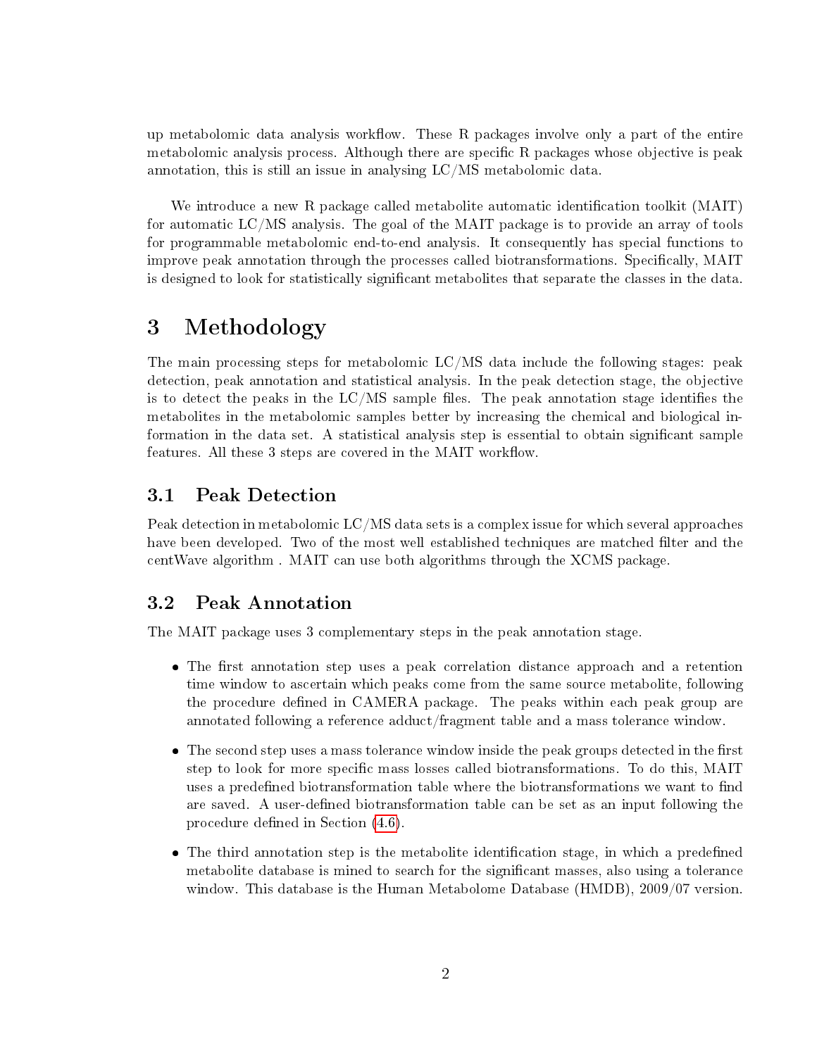up metabolomic data analysis workflow. These R packages involve only a part of the entire metabolomic analysis process. Although there are specific R packages whose objective is peak annotation, this is still an issue in analysing LC/MS metabolomic data.

We introduce a new R package called metabolite automatic identification toolkit (MAIT) for automatic LC/MS analysis. The goal of the MAIT package is to provide an array of tools for programmable metabolomic end-to-end analysis. It consequently has special functions to improve peak annotation through the processes called biotransformations. Specifically, MAIT is designed to look for statistically significant metabolites that separate the classes in the data.

# 3 Methodology

The main processing steps for metabolomic LC/MS data include the following stages: peak detection, peak annotation and statistical analysis. In the peak detection stage, the objective is to detect the peaks in the LC/MS sample files. The peak annotation stage identifies the metabolites in the metabolomic samples better by increasing the chemical and biological information in the data set. A statistical analysis step is essential to obtain significant sample features. All these 3 steps are covered in the MAIT workflow.

## 3.1 Peak Detection

Peak detection in metabolomic LC/MS data sets is a complex issue for which several approaches have been developed. Two of the most well established techniques are matched filter and the centWave algorithm . MAIT can use both algorithms through the XCMS package.

## 3.2 Peak Annotation

The MAIT package uses 3 complementary steps in the peak annotation stage.

- The first annotation step uses a peak correlation distance approach and a retention time window to ascertain which peaks come from the same source metabolite, following the procedure defined in CAMERA package. The peaks within each peak group are annotated following a reference adduct/fragment table and a mass tolerance window.
- The second step uses a mass tolerance window inside the peak groups detected in the first step to look for more specific mass losses called biotransformations. To do this, MAIT uses a predefined biotransformation table where the biotransformations we want to find are saved. A user-defined biotransformation table can be set as an input following the procedure defined in Section (4.6).
- The third annotation step is the metabolite identification stage, in which a predefined metabolite database is mined to search for the significant masses, also using a tolerance window. This database is the Human Metabolome Database (HMDB), 2009/07 version.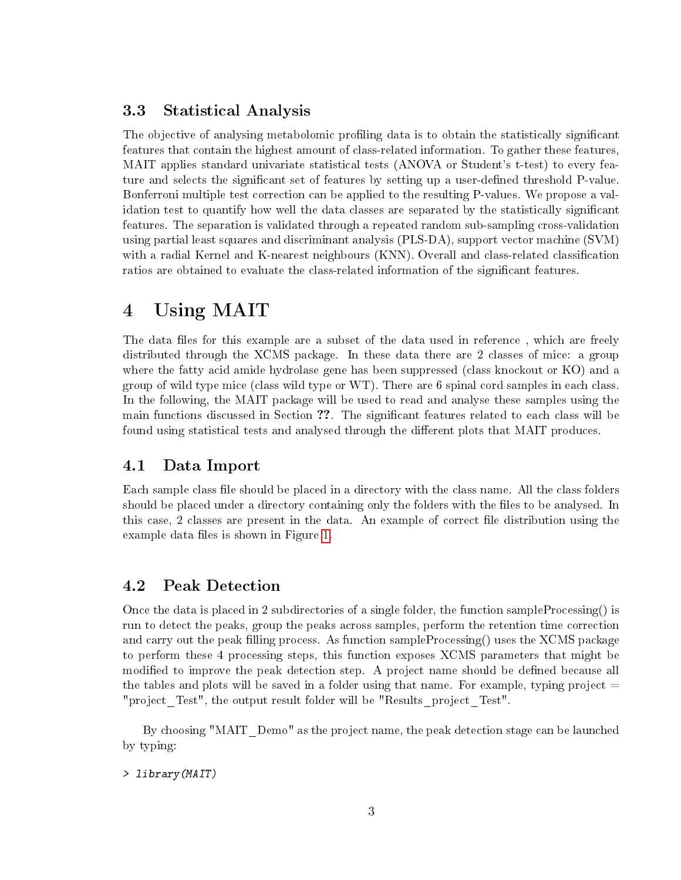### 3.3 Statistical Analysis

The objective of analysing metabolomic profiling data is to obtain the statistically significant features that contain the highest amount of class-related information. To gather these features, MAIT applies standard univariate statistical tests (ANOVA or Student's t-test) to every feature and selects the significant set of features by setting up a user-defined threshold P-value. Bonferroni multiple test correction can be applied to the resulting P-values. We propose a validation test to quantify how well the data classes are separated by the statistically significant features. The separation is validated through a repeated random sub-sampling cross-validation using partial least squares and discriminant analysis (PLS-DA), support vector machine (SVM) with a radial Kernel and K-nearest neighbours (KNN). Overall and class-related classification ratios are obtained to evaluate the class-related information of the significant features.

# 4 Using MAIT

The data files for this example are a subset of the data used in reference , which are freely distributed through the XCMS package. In these data there are 2 classes of mice: a group where the fatty acid amide hydrolase gene has been suppressed (class knockout or KO) and a group of wild type mice (class wild type or WT). There are 6 spinal cord samples in each class. In the following, the MAIT package will be used to read and analyse these samples using the main functions discussed in Section ??. The significant features related to each class will be found using statistical tests and analysed through the different plots that MAIT produces.

## 4.1 Data Import

Each sample class file should be placed in a directory with the class name. All the class folders should be placed under a directory containing only the folders with the files to be analysed. In this case, 2 classes are present in the data. An example of correct file distribution using the example data files is shown in Figure 1.

## 4.2 Peak Detection

Once the data is placed in 2 subdirectories of a single folder, the function sampleProcessing() is run to detect the peaks, group the peaks across samples, perform the retention time correction and carry out the peak filling process. As function sampleProcessing() uses the XCMS package to perform these 4 processing steps, this function exposes XCMS parameters that might be modified to improve the peak detection step. A project name should be defined because all the tables and plots will be saved in a folder using that name. For example, typing project = "project_Test", the output result folder will be "Results_project_Test".

By choosing "MAIT_Demo" as the project name, the peak detection stage can be launched by typing:

```
> library(MAIT)
```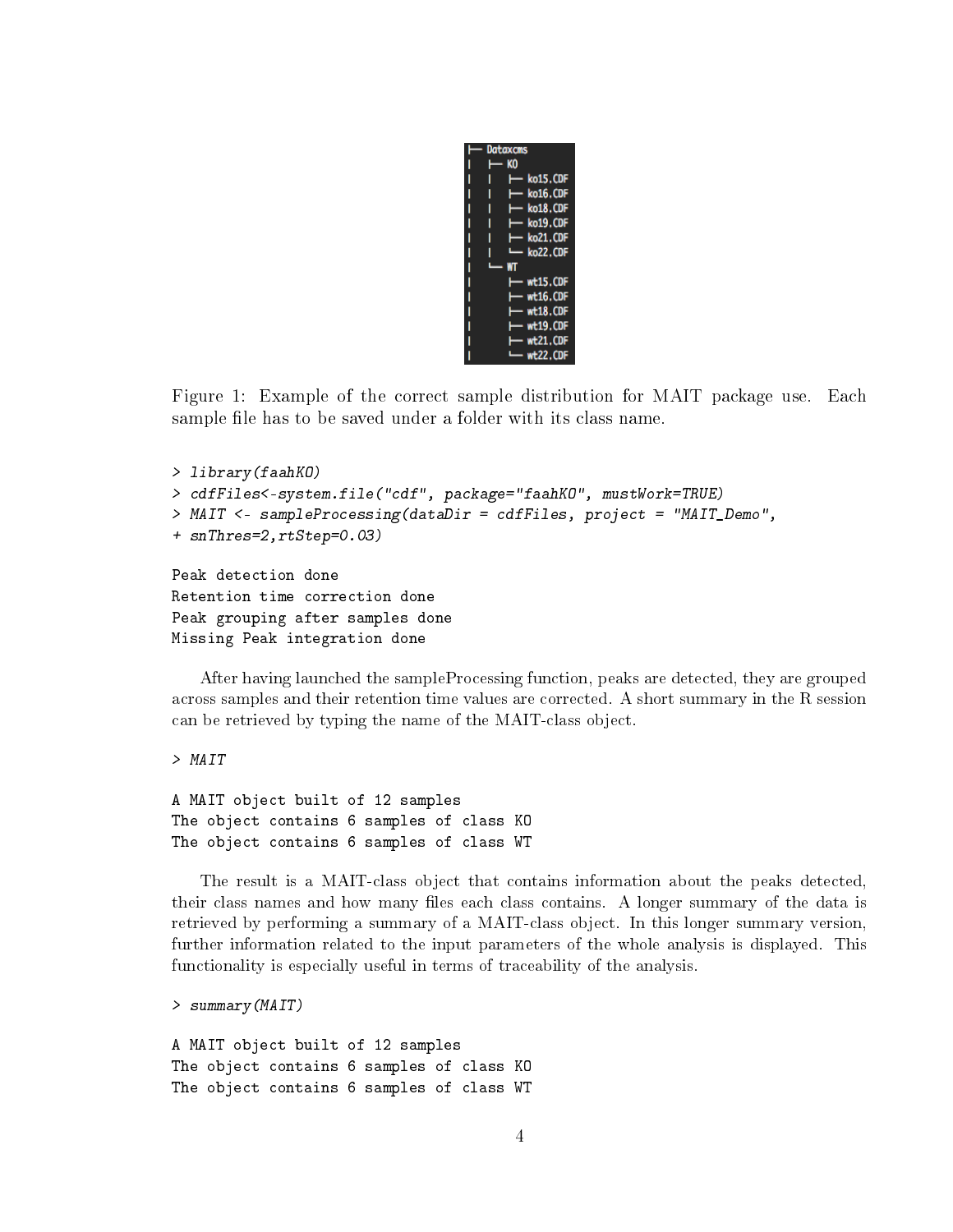```
├─ Dataxcms
|  ├─ KO
|  |  ├─ ko15.CDF
|  |  ├─ ko16.CDF
|  |  ├─ ko18.CDF
|  |  ├─ ko19.CDF
|  |  ├─ ko21.CDF
|  |  └─ ko22.CDF
|  └─ WT
|     ├─ wt15.CDF
|     ├─ wt16.CDF
|     ├─ wt18.CDF
|     ├─ wt19.CDF
|     ├─ wt21.CDF
|     └─ wt22.CDF
```

Figure 1: Example of the correct sample distribution for MAIT package use. Each sample file has to be saved under a folder with its class name.

```
> library(faahKO)
> cdfFiles<-system.file("cdf", package="faahKO", mustWork=TRUE)
> MAIT <- sampleProcessing(dataDir = cdfFiles, project = "MAIT_Demo",
+ snThres=2,rtStep=0.03)

Peak detection done
Retention time correction done
Peak grouping after samples done
Missing Peak integration done
```

After having launched the sampleProcessing function, peaks are detected, they are grouped across samples and their retention time values are corrected. A short summary in the R session can be retrieved by typing the name of the MAIT-class object.

```
> MAIT

A MAIT object built of 12 samples
The object contains 6 samples of class KO
The object contains 6 samples of class WT
```

The result is a MAIT-class object that contains information about the peaks detected, their class names and how many files each class contains. A longer summary of the data is retrieved by performing a summary of a MAIT-class object. In this longer summary version, further information related to the input parameters of the whole analysis is displayed. This functionality is especially useful in terms of traceability of the analysis.

```
> summary(MAIT)

A MAIT object built of 12 samples
The object contains 6 samples of class KO
The object contains 6 samples of class WT
```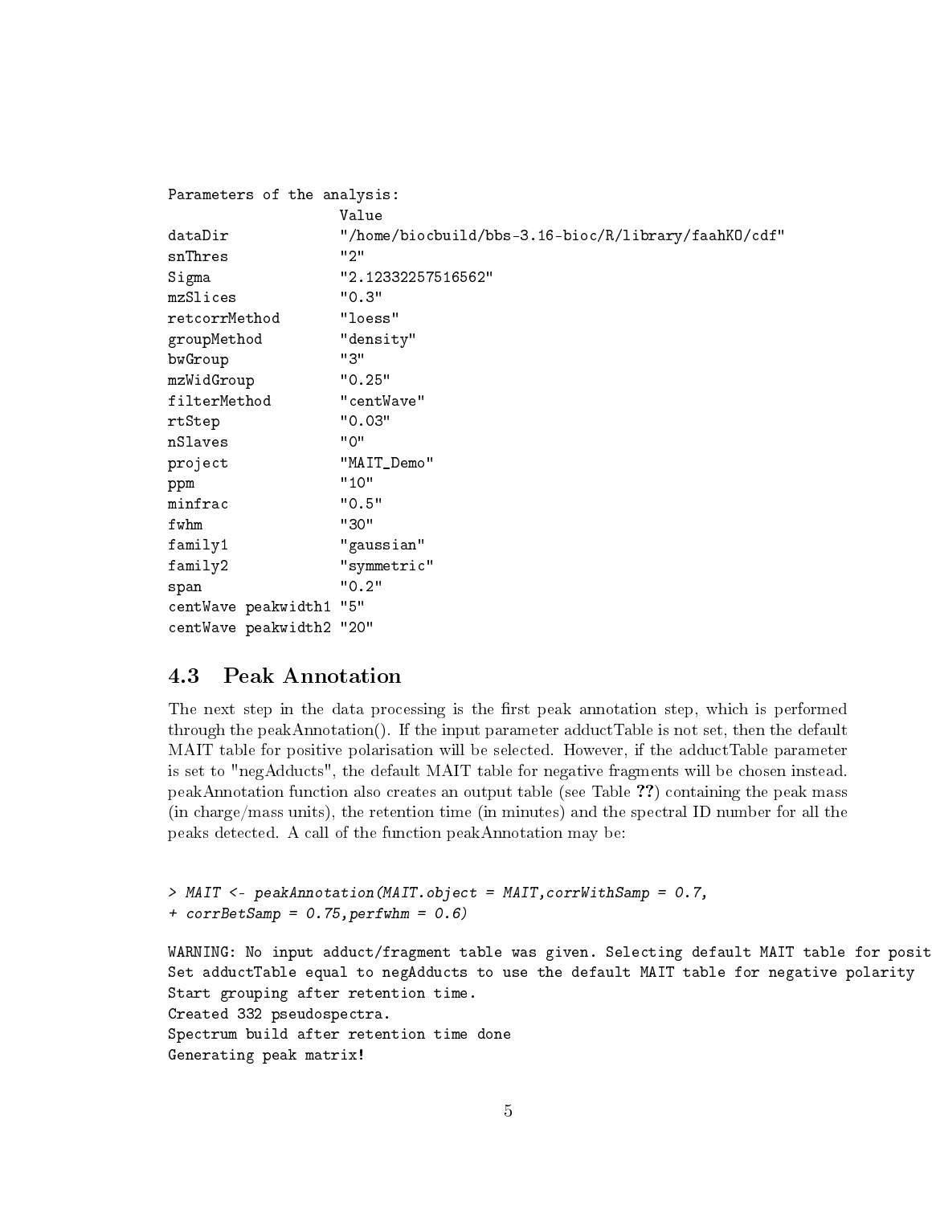```
Parameters of the analysis:
                     Value
dataDir              "/home/biocbuild/bbs-3.16-bioc/R/library/faahKO/cdf"
snThres              "2"
Sigma                "2.12332257516562"
mzSlices             "0.3"
retcorrMethod        "loess"
groupMethod          "density"
bwGroup              "3"
mzWidGroup           "0.25"
filterMethod         "centWave"
rtStep               "0.03"
nSlaves              "0"
project              "MAIT_Demo"
ppm                  "10"
minfrac              "0.5"
fwhm                 "30"
family1              "gaussian"
family2              "symmetric"
span                 "0.2"
centWave peakwidth1  "5"
centWave peakwidth2  "20"
```

## 4.3 Peak Annotation

The next step in the data processing is the first peak annotation step, which is performed through the peakAnnotation(). If the input parameter adductTable is not set, then the default MAIT table for positive polarisation will be selected. However, if the adductTable parameter is set to "negAdducts", the default MAIT table for negative fragments will be chosen instead. peakAnnotation function also creates an output table (see Table **??**) containing the peak mass (in charge/mass units), the retention time (in minutes) and the spectral ID number for all the peaks detected. A call of the function peakAnnotation may be:

```
> MAIT <- peakAnnotation(MAIT.object = MAIT,corrWithSamp = 0.7,
+ corrBetSamp = 0.75,perfwhm = 0.6)

WARNING: No input adduct/fragment table was given. Selecting default MAIT table for posit
Set adductTable equal to negAdducts to use the default MAIT table for negative polarity
Start grouping after retention time.
Created 332 pseudospectra.
Spectrum build after retention time done
Generating peak matrix!
```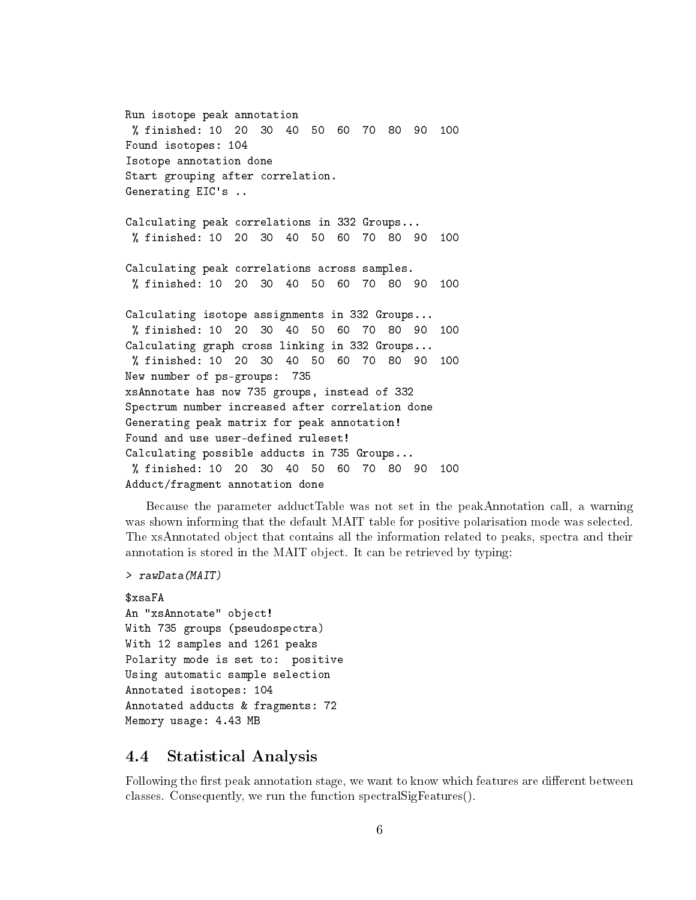```
Run isotope peak annotation
 % finished: 10  20  30  40  50  60  70  80  90  100
Found isotopes: 104
Isotope annotation done
Start grouping after correlation.
Generating EIC's ..

Calculating peak correlations in 332 Groups...
 % finished: 10  20  30  40  50  60  70  80  90  100

Calculating peak correlations across samples.
 % finished: 10  20  30  40  50  60  70  80  90  100

Calculating isotope assignments in 332 Groups...
 % finished: 10  20  30  40  50  60  70  80  90  100
Calculating graph cross linking in 332 Groups...
 % finished: 10  20  30  40  50  60  70  80  90  100
New number of ps-groups:  735
xsAnnotate has now 735 groups, instead of 332
Spectrum number increased after correlation done
Generating peak matrix for peak annotation!
Found and use user-defined ruleset!
Calculating possible adducts in 735 Groups...
 % finished: 10  20  30  40  50  60  70  80  90  100
Adduct/fragment annotation done
```

Because the parameter adductTable was not set in the peakAnnotation call, a warning was shown informing that the default MAIT table for positive polarisation mode was selected. The xsAnnotated object that contains all the information related to peaks, spectra and their annotation is stored in the MAIT object. It can be retrieved by typing:

```
> rawData(MAIT)
```

```
$xsaFA
An "xsAnnotate" object!
With 735 groups (pseudospectra)
With 12 samples and 1261 peaks
Polarity mode is set to:  positive
Using automatic sample selection
Annotated isotopes: 104
Annotated adducts & fragments: 72
Memory usage: 4.43 MB
```

## 4.4 Statistical Analysis

Following the first peak annotation stage, we want to know which features are different between classes. Consequently, we run the function spectralSigFeatures().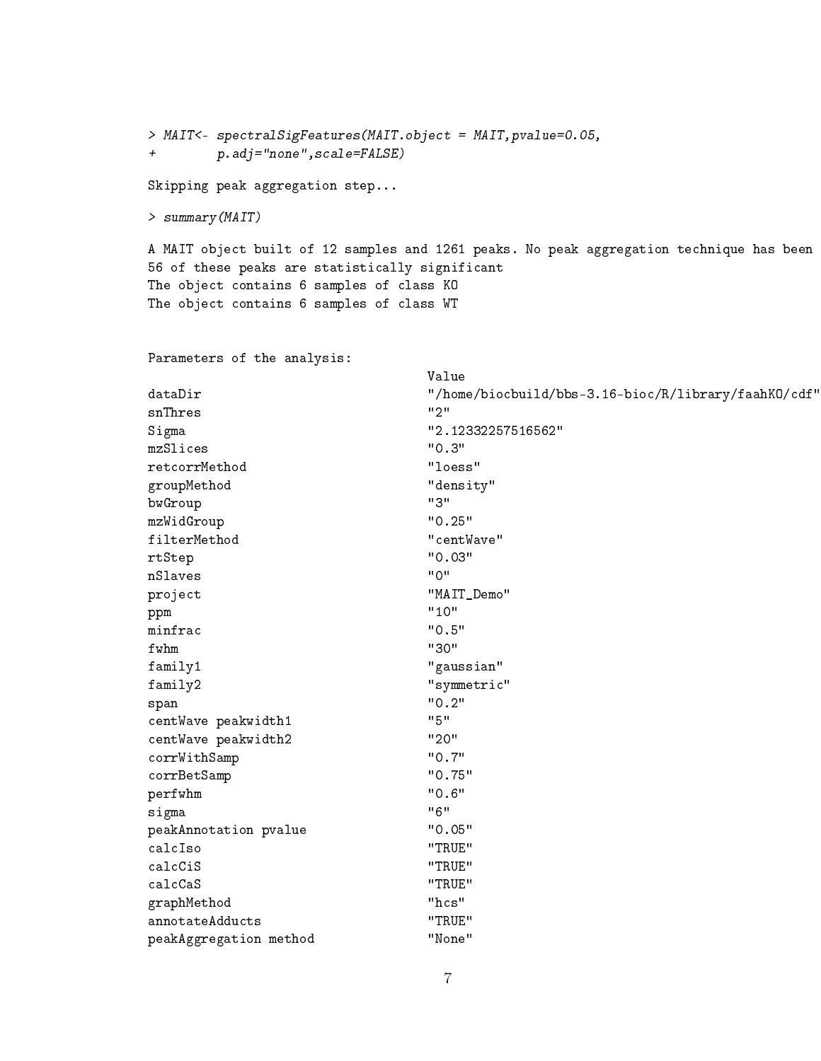```
> MAIT<- spectralSigFeatures(MAIT.object = MAIT,pvalue=0.05,
+        p.adj="none",scale=FALSE)

Skipping peak aggregation step...

> summary(MAIT)

A MAIT object built of 12 samples and 1261 peaks. No peak aggregation technique has been
56 of these peaks are statistically significant
The object contains 6 samples of class KO
The object contains 6 samples of class WT


Parameters of the analysis:
                                  Value
dataDir                           "/home/biocbuild/bbs-3.16-bioc/R/library/faahKO/cdf"
snThres                           "2"
Sigma                             "2.12332257516562"
mzSlices                          "0.3"
retcorrMethod                     "loess"
groupMethod                       "density"
bwGroup                           "3"
mzWidGroup                        "0.25"
filterMethod                      "centWave"
rtStep                            "0.03"
nSlaves                           "0"
project                           "MAIT_Demo"
ppm                               "10"
minfrac                           "0.5"
fwhm                              "30"
family1                           "gaussian"
family2                           "symmetric"
span                              "0.2"
centWave peakwidth1               "5"
centWave peakwidth2               "20"
corrWithSamp                      "0.7"
corrBetSamp                       "0.75"
perfwhm                           "0.6"
sigma                             "6"
peakAnnotation pvalue             "0.05"
calcIso                           "TRUE"
calcCiS                           "TRUE"
calcCaS                           "TRUE"
graphMethod                       "hcs"
annotateAdducts                   "TRUE"
peakAggregation method            "None"
```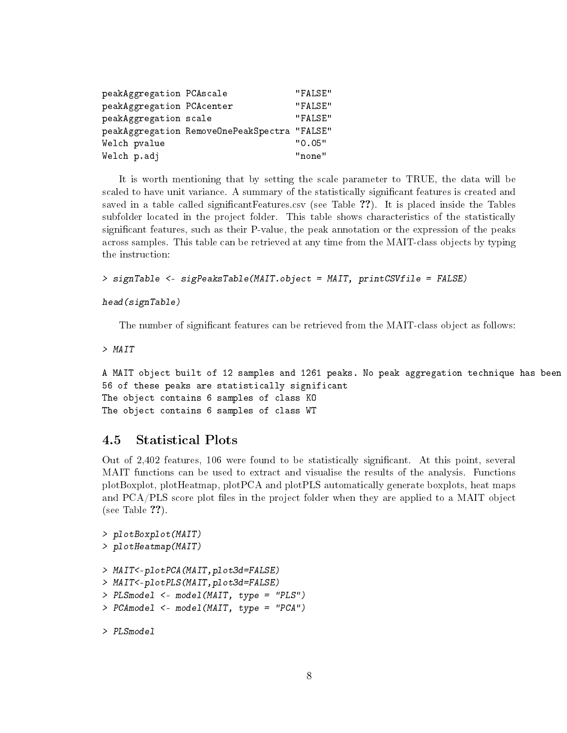```
peakAggregation PCAscale             "FALSE"
peakAggregation PCAcenter            "FALSE"
peakAggregation scale                "FALSE"
peakAggregation RemoveOnePeakSpectra "FALSE"
Welch pvalue                         "0.05"
Welch p.adj                          "none"
```

It is worth mentioning that by setting the scale parameter to TRUE, the data will be scaled to have unit variance. A summary of the statistically significant features is created and saved in a table called significantFeatures.csv (see Table ??). It is placed inside the Tables subfolder located in the project folder. This table shows characteristics of the statistically significant features, such as their P-value, the peak annotation or the expression of the peaks across samples. This table can be retrieved at any time from the MAIT-class objects by typing the instruction:

```
> signTable <- sigPeaksTable(MAIT.object = MAIT, printCSVfile = FALSE)

head(signTable)
```

The number of significant features can be retrieved from the MAIT-class object as follows:

```
> MAIT

A MAIT object built of 12 samples and 1261 peaks. No peak aggregation technique has been
56 of these peaks are statistically significant
The object contains 6 samples of class KO
The object contains 6 samples of class WT
```

## 4.5 Statistical Plots

Out of 2,402 features, 106 were found to be statistically significant. At this point, several MAIT functions can be used to extract and visualise the results of the analysis. Functions plotBoxplot, plotHeatmap, plotPCA and plotPLS automatically generate boxplots, heat maps and PCA/PLS score plot files in the project folder when they are applied to a MAIT object (see Table ??).

```
> plotBoxplot(MAIT)
> plotHeatmap(MAIT)

> MAIT<-plotPCA(MAIT,plot3d=FALSE)
> MAIT<-plotPLS(MAIT,plot3d=FALSE)
> PLSmodel <- model(MAIT, type = "PLS")
> PCAmodel <- model(MAIT, type = "PCA")

> PLSmodel
```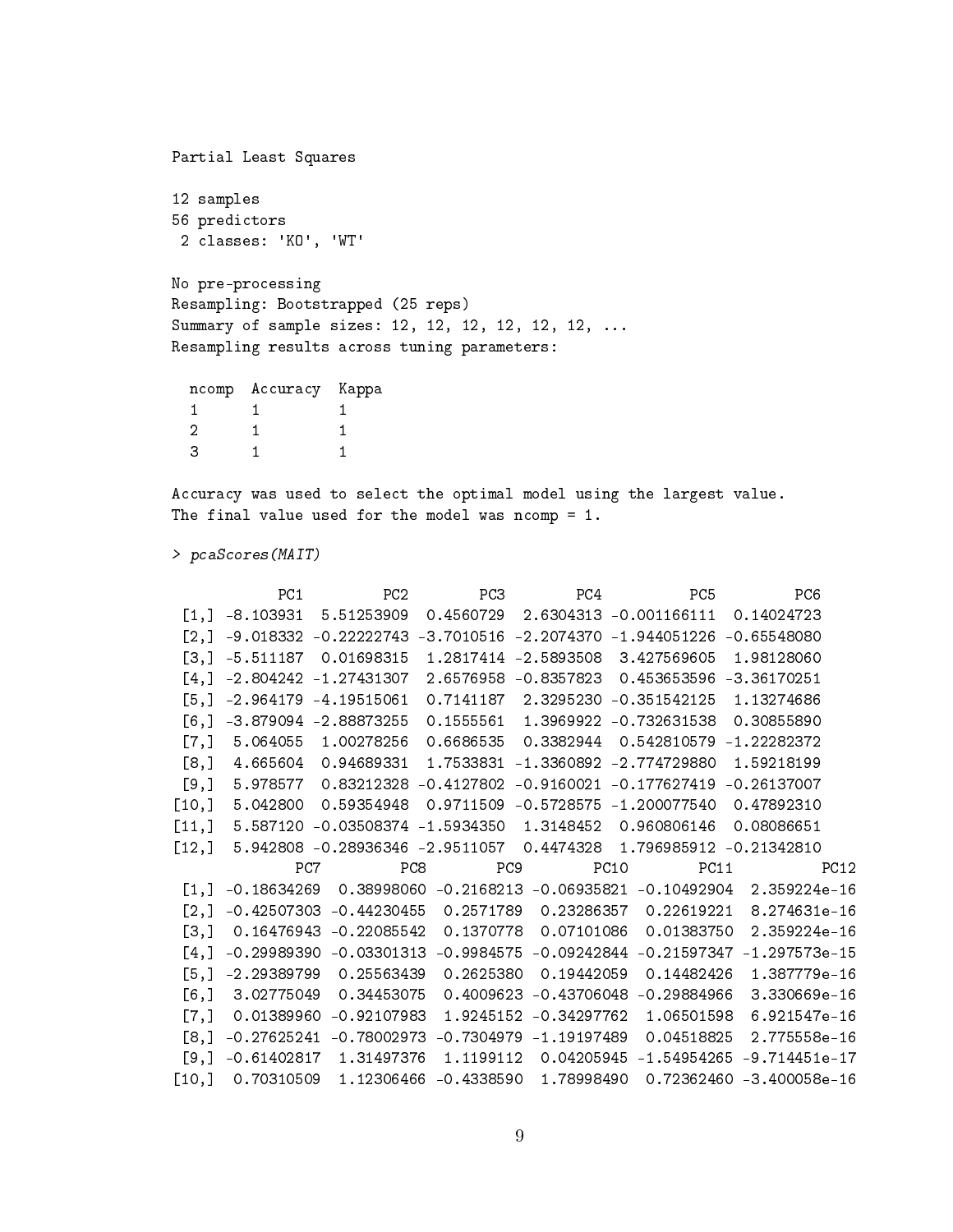```
Partial Least Squares

12 samples
56 predictors
 2 classes: 'KO', 'WT'

No pre-processing
Resampling: Bootstrapped (25 reps)
Summary of sample sizes: 12, 12, 12, 12, 12, 12, ...
Resampling results across tuning parameters:

  ncomp  Accuracy  Kappa
  1      1         1
  2      1         1
  3      1         1

Accuracy was used to select the optimal model using the largest value.
The final value used for the model was ncomp = 1.

> pcaScores(MAIT)

            PC1         PC2        PC3        PC4          PC5         PC6
 [1,] -8.103931  5.51253909  0.4560729  2.6304313 -0.001166111  0.14024723
 [2,] -9.018332 -0.22222743 -3.7010516 -2.2074370 -1.944051226 -0.65548080
 [3,] -5.511187  0.01698315  1.2817414 -2.5893508  3.427569605  1.98128060
 [4,] -2.804242 -1.27431307  2.6576958 -0.8357823  0.453653596 -3.36170251
 [5,] -2.964179 -4.19515061  0.7141187  2.3295230 -0.351542125  1.13274686
 [6,] -3.879094 -2.88873255  0.1555561  1.3969922 -0.732631538  0.30855890
 [7,]  5.064055  1.00278256  0.6686535  0.3382944  0.542810579 -1.22282372
 [8,]  4.665604  0.94689331  1.7533831 -1.3360892 -2.774729880  1.59218199
 [9,]  5.978577  0.83212328 -0.4127802 -0.9160021 -0.177627419 -0.26137007
[10,]  5.042800  0.59354948  0.9711509 -0.5728575 -1.200077540  0.47892310
[11,]  5.587120 -0.03508374 -1.5934350  1.3148452  0.960806146  0.08086651
[12,]  5.942808 -0.28936346 -2.9511057  0.4474328  1.796985912 -0.21342810
              PC7         PC8        PC9        PC10        PC11          PC12
 [1,] -0.18634269  0.38998060 -0.2168213 -0.06935821 -0.10492904  2.359224e-16
 [2,] -0.42507303 -0.44230455  0.2571789  0.23286357  0.22619221  8.274631e-16
 [3,]  0.16476943 -0.22085542  0.1370778  0.07101086  0.01383750  2.359224e-16
 [4,] -0.29989390 -0.03301313 -0.9984575 -0.09242844 -0.21597347 -1.297573e-15
 [5,] -2.29389799  0.25563439  0.2625380  0.19442059  0.14482426  1.387779e-16
 [6,]  3.02775049  0.34453075  0.4009623 -0.43706048 -0.29884966  3.330669e-16
 [7,]  0.01389960 -0.92107983  1.9245152 -0.34297762  1.06501598  6.921547e-16
 [8,] -0.27625241 -0.78002973 -0.7304979 -1.19197489  0.04518825  2.775558e-16
 [9,] -0.61402817  1.31497376  1.1199112  0.04205945 -1.54954265 -9.714451e-17
[10,]  0.70310509  1.12306466 -0.4338590  1.78998490  0.72362460 -3.400058e-16
```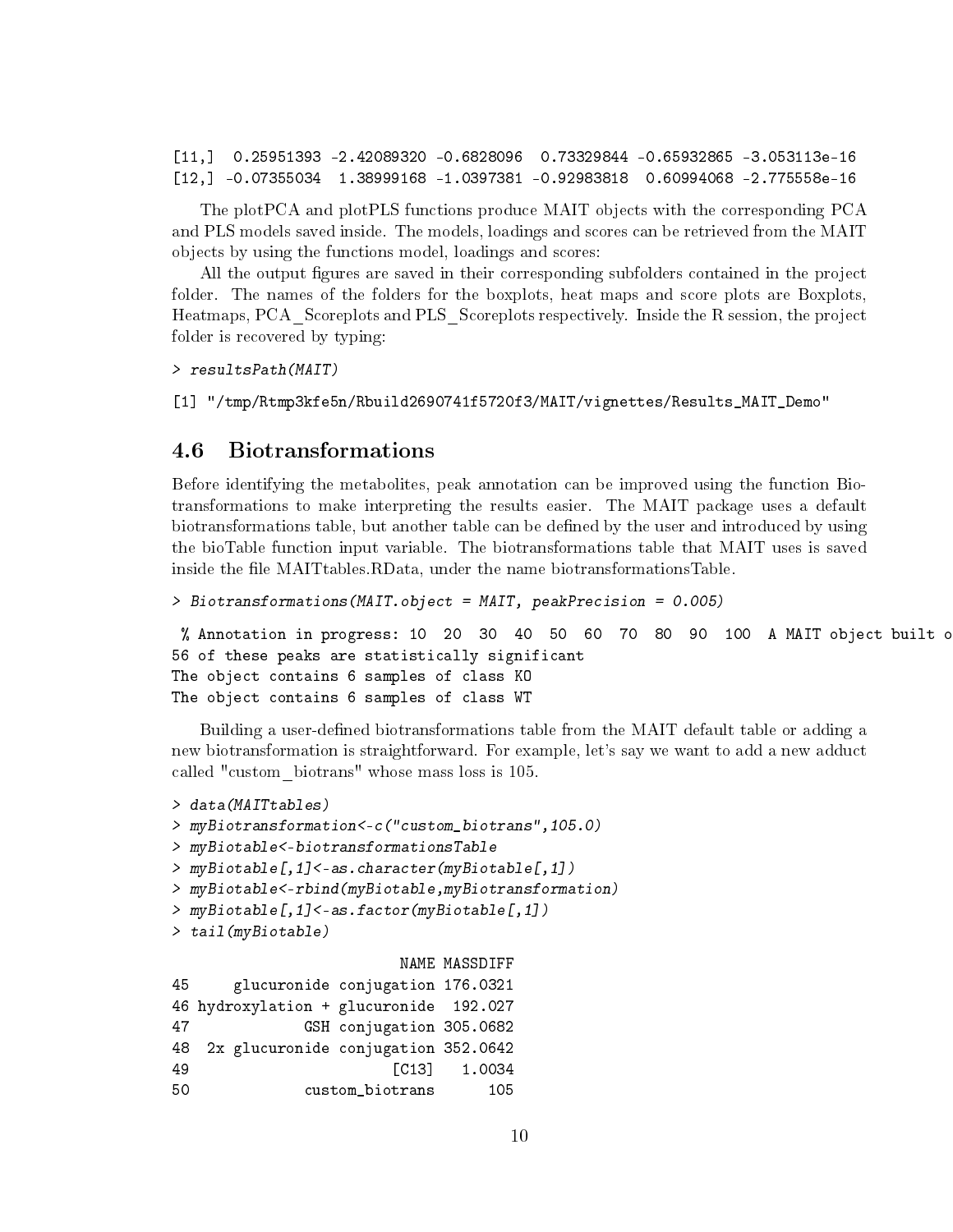```
[11,]  0.25951393 -2.42089320 -0.6828096  0.73329844 -0.65932865 -3.053113e-16
[12,] -0.07355034  1.38999168 -1.0397381 -0.92983818  0.60994068 -2.775558e-16
```

The plotPCA and plotPLS functions produce MAIT objects with the corresponding PCA and PLS models saved inside. The models, loadings and scores can be retrieved from the MAIT objects by using the functions model, loadings and scores:

All the output figures are saved in their corresponding subfolders contained in the project folder. The names of the folders for the boxplots, heat maps and score plots are Boxplots, Heatmaps, PCA_Scoreplots and PLS_Scoreplots respectively. Inside the R session, the project folder is recovered by typing:

```
> resultsPath(MAIT)
```

```
[1] "/tmp/Rtmp3kfe5n/Rbuild2690741f5720f3/MAIT/vignettes/Results_MAIT_Demo"
```

## 4.6 Biotransformations

Before identifying the metabolites, peak annotation can be improved using the function Biotransformations to make interpreting the results easier. The MAIT package uses a default biotransformations table, but another table can be defined by the user and introduced by using the bioTable function input variable. The biotransformations table that MAIT uses is saved inside the file MAITtables.RData, under the name biotransformationsTable.

```
> Biotransformations(MAIT.object = MAIT, peakPrecision = 0.005)
```

```
 % Annotation in progress: 10  20  30  40  50  60  70  80  90  100  A MAIT object built o
56 of these peaks are statistically significant
The object contains 6 samples of class KO
The object contains 6 samples of class WT
```

Building a user-defined biotransformations table from the MAIT default table or adding a new biotransformation is straightforward. For example, let's say we want to add a new adduct called "custom_biotrans" whose mass loss is 105.

```
> data(MAITtables)
> myBiotransformation<-c("custom_biotrans",105.0)
> myBiotable<-biotransformationsTable
> myBiotable[,1]<-as.character(myBiotable[,1])
> myBiotable<-rbind(myBiotable,myBiotransformation)
> myBiotable[,1]<-as.factor(myBiotable[,1])
> tail(myBiotable)
```

```
                         NAME MASSDIFF
45     glucuronide conjugation 176.0321
46 hydroxylation + glucuronide  192.027
47            GSH conjugation 305.0682
48  2x glucuronide conjugation 352.0642
49                      [C13]   1.0034
50             custom_biotrans      105
```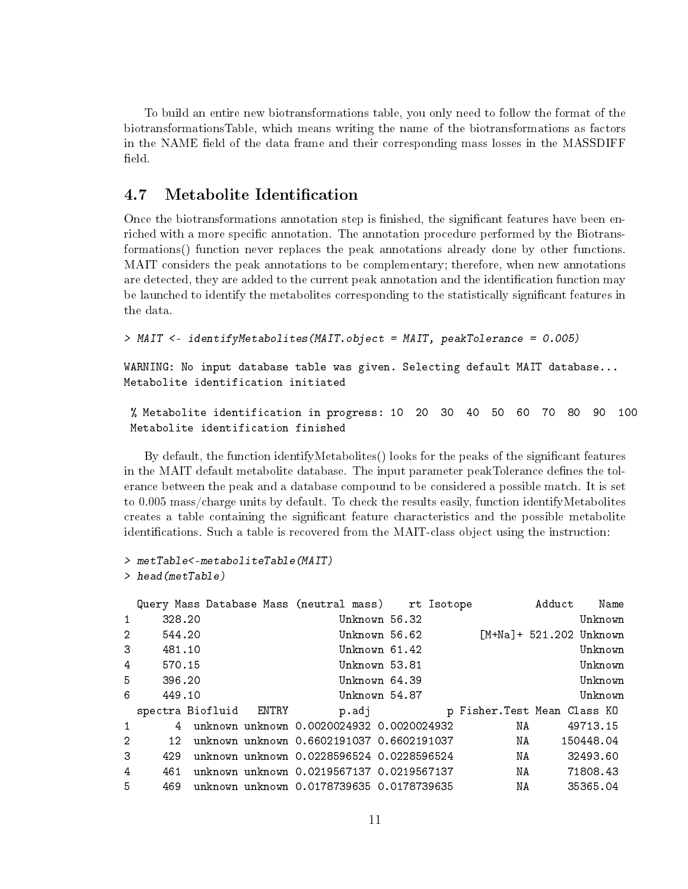To build an entire new biotransformations table, you only need to follow the format of the biotransformationsTable, which means writing the name of the biotransformations as factors in the NAME field of the data frame and their corresponding mass losses in the MASSDIFF field.

## 4.7 Metabolite Identification

Once the biotransformations annotation step is finished, the significant features have been enriched with a more specific annotation. The annotation procedure performed by the Biotransformations() function never replaces the peak annotations already done by other functions. MAIT considers the peak annotations to be complementary; therefore, when new annotations are detected, they are added to the current peak annotation and the identification function may be launched to identify the metabolites corresponding to the statistically significant features in the data.

```
> MAIT <- identifyMetabolites(MAIT.object = MAIT, peakTolerance = 0.005)

WARNING: No input database table was given. Selecting default MAIT database...
Metabolite identification initiated

 % Metabolite identification in progress: 10  20  30  40  50  60  70  80  90  100
 Metabolite identification finished
```

By default, the function identifyMetabolites() looks for the peaks of the significant features in the MAIT default metabolite database. The input parameter peakTolerance defines the tolerance between the peak and a database compound to be considered a possible match. It is set to 0.005 mass/charge units by default. To check the results easily, function identifyMetabolites creates a table containing the significant feature characteristics and the possible metabolite identifications. Such a table is recovered from the MAIT-class object using the instruction:

```
> metTable<-metaboliteTable(MAIT)
> head(metTable)

  Query Mass Database Mass (neutral mass)    rt Isotope          Adduct    Name
1     328.20                      Unknown 56.32                             Unknown
2     544.20                      Unknown 56.62         [M+Na]+ 521.202 Unknown
3     481.10                      Unknown 61.42                             Unknown
4     570.15                      Unknown 53.81                             Unknown
5     396.20                      Unknown 64.39                             Unknown
6     449.10                      Unknown 54.87                             Unknown
  spectra Biofluid   ENTRY        p.adj            p Fisher.Test Mean Class KO
1       4  unknown unknown 0.0020024932 0.0020024932          NA      49713.15
2      12  unknown unknown 0.6602191037 0.6602191037          NA     150448.04
3     429  unknown unknown 0.0228596524 0.0228596524          NA      32493.60
4     461  unknown unknown 0.0219567137 0.0219567137          NA      71808.43
5     469  unknown unknown 0.0178739635 0.0178739635          NA      35365.04
```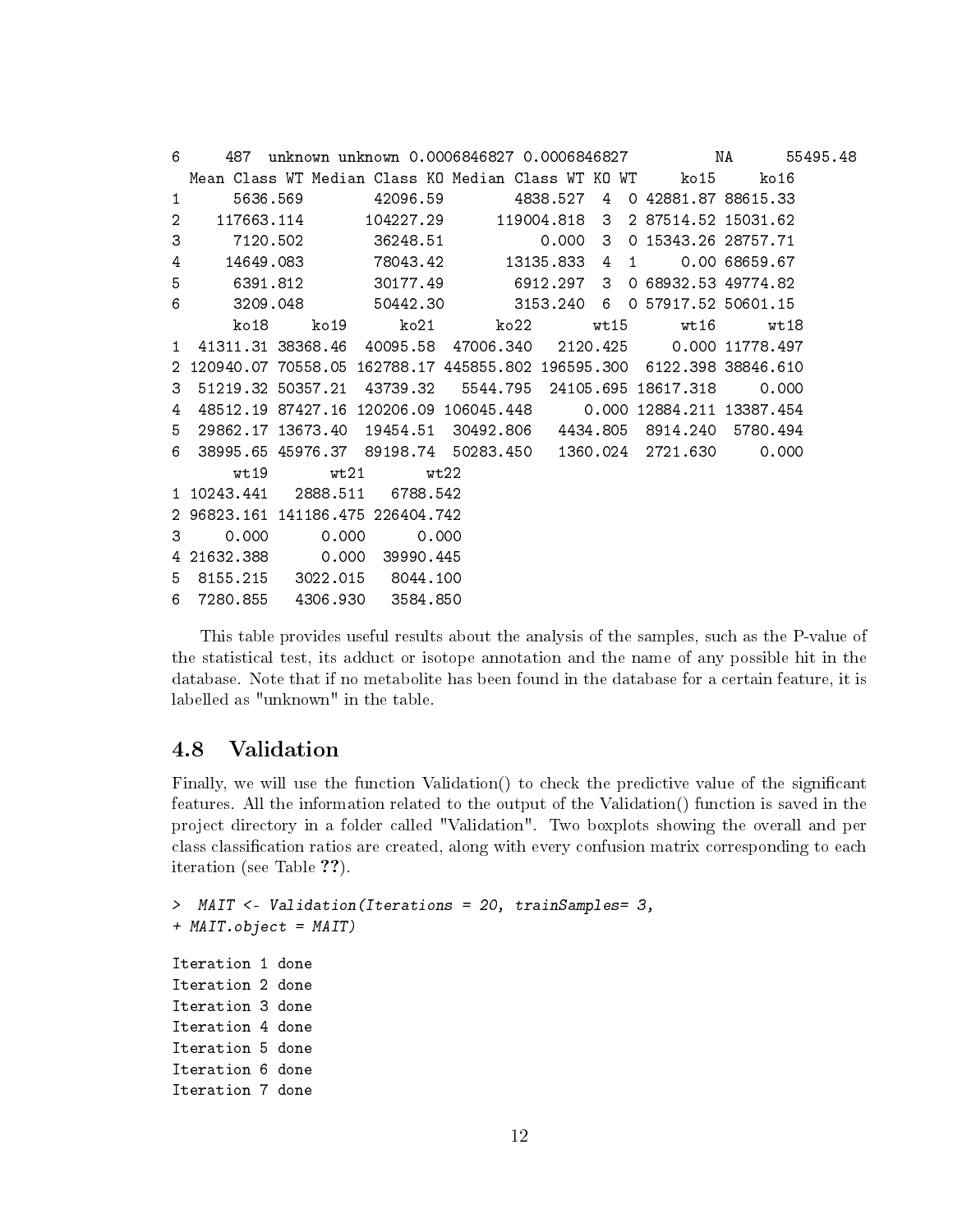```
6     487  unknown unknown 0.0006846827 0.0006846827          NA      55495.48
  Mean Class WT Median Class KO Median Class WT KO WT     ko15     ko16
1      5636.569        42096.59        4838.527  4  0 42881.87 88615.33
2    117663.114       104227.29      119004.818  3  2 87514.52 15031.62
3      7120.502        36248.51           0.000  3  0 15343.26 28757.71
4     14649.083        78043.42       13135.833  4  1     0.00 68659.67
5      6391.812        30177.49        6912.297  3  0 68932.53 49774.82
6      3209.048        50442.30        3153.240  6  0 57917.52 50601.15
      ko18      ko19      ko21       ko22       wt15      wt16      wt18
1  41311.31 38368.46  40095.58  47006.340   2120.425     0.000 11778.497
2 120940.07 70558.05 162788.17 445855.802 196595.300  6122.398 38846.610
3  51219.32 50357.21  43739.32   5544.795  24105.695 18617.318     0.000
4  48512.19 87427.16 120206.09 106045.448      0.000 12884.211 13387.454
5  29862.17 13673.40  19454.51  30492.806   4434.805  8914.240  5780.494
6  38995.65 45976.37  89198.74  50283.450   1360.024  2721.630     0.000
       wt19       wt21       wt22
1 10243.441   2888.511   6788.542
2 96823.161 141186.475 226404.742
3     0.000      0.000      0.000
4 21632.388      0.000  39990.445
5  8155.215   3022.015   8044.100
6  7280.855   4306.930   3584.850
```

This table provides useful results about the analysis of the samples, such as the P-value of the statistical test, its adduct or isotope annotation and the name of any possible hit in the database. Note that if no metabolite has been found in the database for a certain feature, it is labelled as "unknown" in the table.

## 4.8 Validation

Finally, we will use the function Validation() to check the predictive value of the significant features. All the information related to the output of the Validation() function is saved in the project directory in a folder called "Validation". Two boxplots showing the overall and per class classification ratios are created, along with every confusion matrix corresponding to each iteration (see Table ??).

```
> MAIT <- Validation(Iterations = 20, trainSamples= 3,
+ MAIT.object = MAIT)

Iteration 1 done
Iteration 2 done
Iteration 3 done
Iteration 4 done
Iteration 5 done
Iteration 6 done
Iteration 7 done
```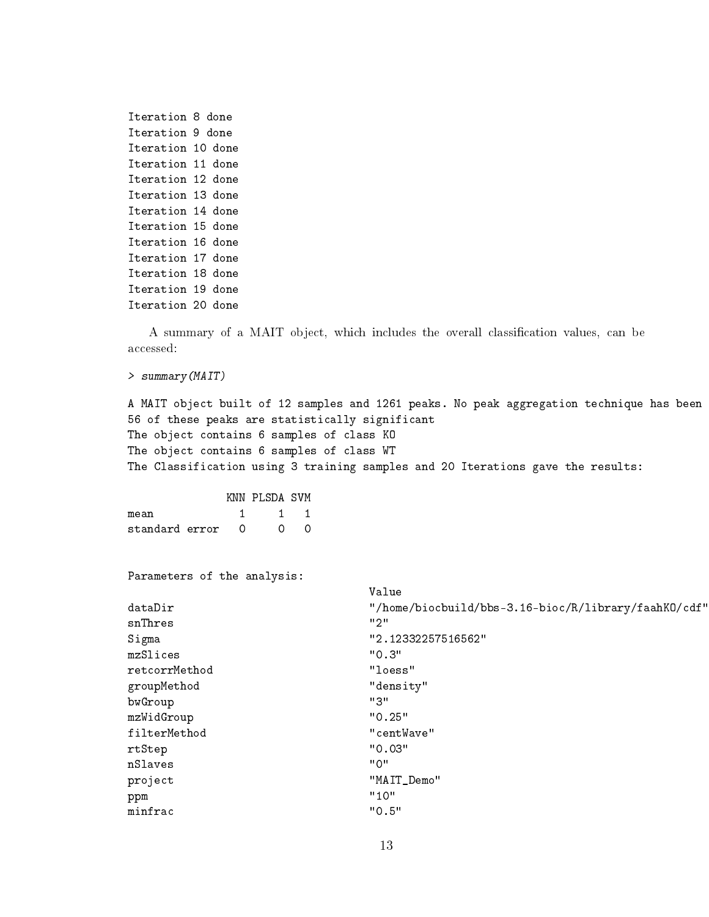```
Iteration 8 done
Iteration 9 done
Iteration 10 done
Iteration 11 done
Iteration 12 done
Iteration 13 done
Iteration 14 done
Iteration 15 done
Iteration 16 done
Iteration 17 done
Iteration 18 done
Iteration 19 done
Iteration 20 done
```

A summary of a MAIT object, which includes the overall classification values, can be accessed:

```
> summary(MAIT)

A MAIT object built of 12 samples and 1261 peaks. No peak aggregation technique has been
56 of these peaks are statistically significant
The object contains 6 samples of class KO
The object contains 6 samples of class WT
The Classification using 3 training samples and 20 Iterations gave the results:

               KNN PLSDA SVM
mean             1     1   1
standard error   0     0   0


Parameters of the analysis:
                                   Value
dataDir                            "/home/biocbuild/bbs-3.16-bioc/R/library/faahKO/cdf"
snThres                            "2"
Sigma                              "2.12332257516562"
mzSlices                           "0.3"
retcorrMethod                      "loess"
groupMethod                        "density"
bwGroup                            "3"
mzWidGroup                         "0.25"
filterMethod                       "centWave"
rtStep                             "0.03"
nSlaves                            "0"
project                            "MAIT_Demo"
ppm                                "10"
minfrac                            "0.5"
```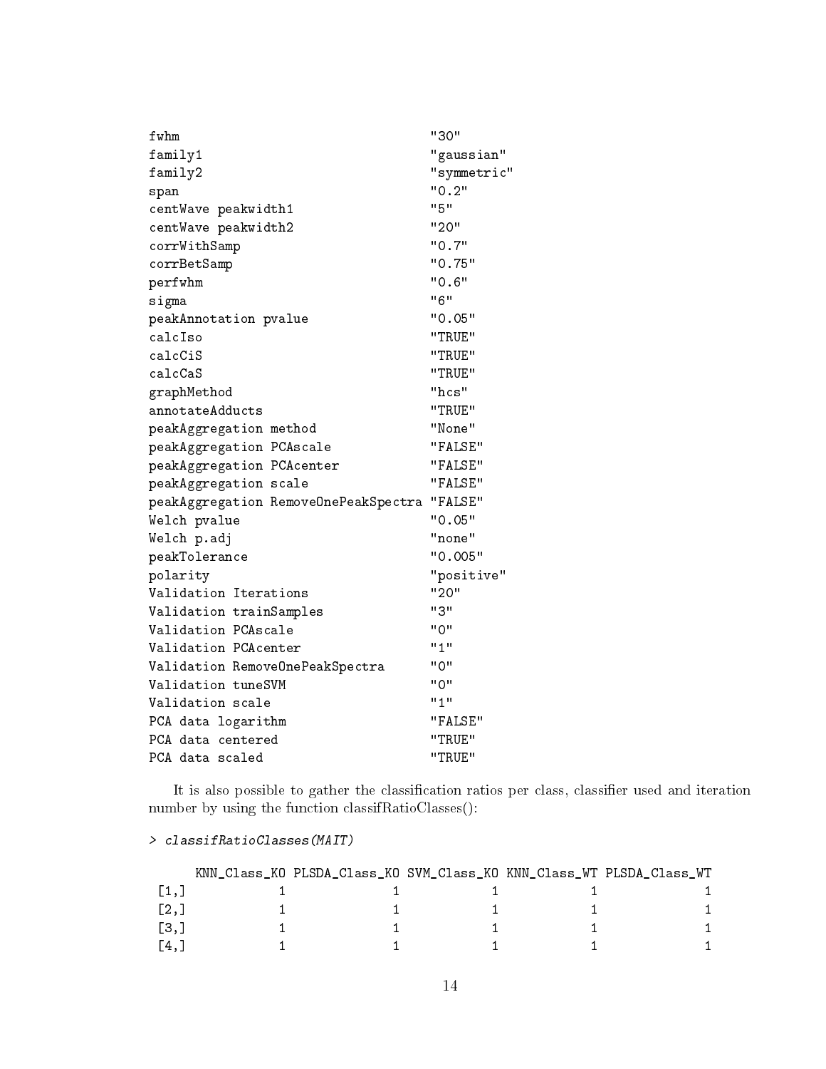```
fwhm                                     "30"
family1                                  "gaussian"
family2                                  "symmetric"
span                                     "0.2"
centWave peakwidth1                      "5"
centWave peakwidth2                      "20"
corrWithSamp                             "0.7"
corrBetSamp                              "0.75"
perfwhm                                  "0.6"
sigma                                    "6"
peakAnnotation pvalue                    "0.05"
calcIso                                  "TRUE"
calcCiS                                  "TRUE"
calcCaS                                  "TRUE"
graphMethod                              "hcs"
annotateAdducts                          "TRUE"
peakAggregation method                   "None"
peakAggregation PCAscale                 "FALSE"
peakAggregation PCAcenter                "FALSE"
peakAggregation scale                    "FALSE"
peakAggregation RemoveOnePeakSpectra     "FALSE"
Welch pvalue                             "0.05"
Welch p.adj                              "none"
peakTolerance                            "0.005"
polarity                                 "positive"
Validation Iterations                    "20"
Validation trainSamples                  "3"
Validation PCAscale                      "0"
Validation PCAcenter                     "1"
Validation RemoveOnePeakSpectra          "0"
Validation tuneSVM                       "0"
Validation scale                         "1"
PCA data logarithm                       "FALSE"
PCA data centered                        "TRUE"
PCA data scaled                          "TRUE"
```

It is also possible to gather the classification ratios per class, classifier used and iteration number by using the function classifRatioClasses():

```
> classifRatioClasses(MAIT)
```

```
     KNN_Class_KO PLSDA_Class_KO SVM_Class_KO KNN_Class_WT PLSDA_Class_WT
[1,]            1              1            1            1              1
[2,]            1              1            1            1              1
[3,]            1              1            1            1              1
[4,]            1              1            1            1              1
```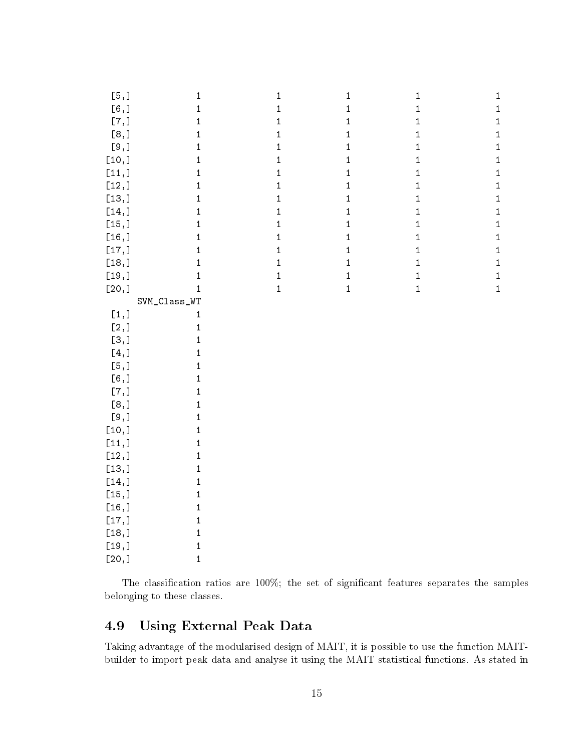```
 [5,]          1          1          1          1          1
 [6,]          1          1          1          1          1
 [7,]          1          1          1          1          1
 [8,]          1          1          1          1          1
 [9,]          1          1          1          1          1
[10,]          1          1          1          1          1
[11,]          1          1          1          1          1
[12,]          1          1          1          1          1
[13,]          1          1          1          1          1
[14,]          1          1          1          1          1
[15,]          1          1          1          1          1
[16,]          1          1          1          1          1
[17,]          1          1          1          1          1
[18,]          1          1          1          1          1
[19,]          1          1          1          1          1
[20,]          1          1          1          1          1
      SVM_Class_WT
 [1,]            1
 [2,]            1
 [3,]            1
 [4,]            1
 [5,]            1
 [6,]            1
 [7,]            1
 [8,]            1
 [9,]            1
[10,]            1
[11,]            1
[12,]            1
[13,]            1
[14,]            1
[15,]            1
[16,]            1
[17,]            1
[18,]            1
[19,]            1
[20,]            1
```

The classification ratios are 100%; the set of significant features separates the samples belonging to these classes.

## 4.9 Using External Peak Data

Taking advantage of the modularised design of MAIT, it is possible to use the function MAIT-builder to import peak data and analyse it using the MAIT statistical functions. As stated in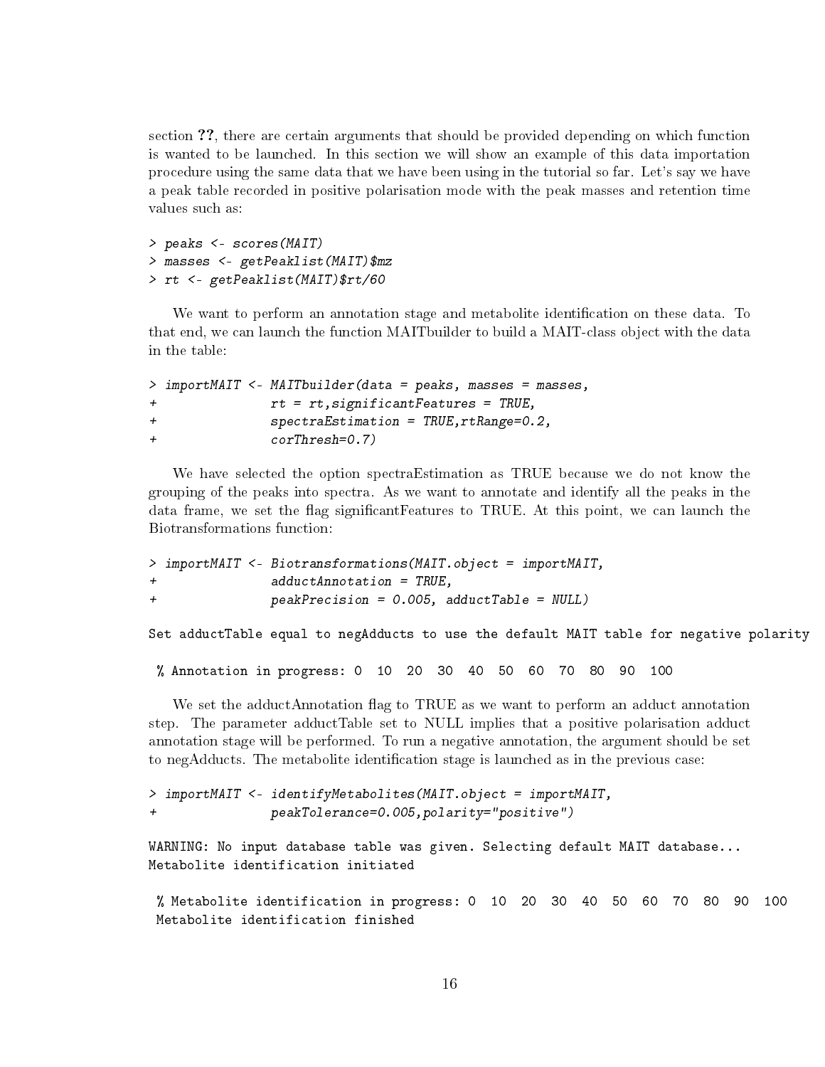section **??**, there are certain arguments that should be provided depending on which function is wanted to be launched. In this section we will show an example of this data importation procedure using the same data that we have been using in the tutorial so far. Let's say we have a peak table recorded in positive polarisation mode with the peak masses and retention time values such as:

```
> peaks <- scores(MAIT)
> masses <- getPeaklist(MAIT)$mz
> rt <- getPeaklist(MAIT)$rt/60
```

We want to perform an annotation stage and metabolite identification on these data. To that end, we can launch the function MAITbuilder to build a MAIT-class object with the data in the table:

```
> importMAIT <- MAITbuilder(data = peaks, masses = masses,
+               rt = rt,significantFeatures = TRUE,
+               spectraEstimation = TRUE,rtRange=0.2,
+               corThresh=0.7)
```

We have selected the option spectraEstimation as TRUE because we do not know the grouping of the peaks into spectra. As we want to annotate and identify all the peaks in the data frame, we set the flag significantFeatures to TRUE. At this point, we can launch the Biotransformations function:

```
> importMAIT <- Biotransformations(MAIT.object = importMAIT,
+               adductAnnotation = TRUE,
+               peakPrecision = 0.005, adductTable = NULL)

Set adductTable equal to negAdducts to use the default MAIT table for negative polarity

 % Annotation in progress: 0  10  20  30  40  50  60  70  80  90  100
```

We set the adductAnnotation flag to TRUE as we want to perform an adduct annotation step. The parameter adductTable set to NULL implies that a positive polarisation adduct annotation stage will be performed. To run a negative annotation, the argument should be set to negAdducts. The metabolite identification stage is launched as in the previous case:

```
> importMAIT <- identifyMetabolites(MAIT.object = importMAIT,
+               peakTolerance=0.005,polarity="positive")

WARNING: No input database table was given. Selecting default MAIT database...
Metabolite identification initiated

 % Metabolite identification in progress: 0  10  20  30  40  50  60  70  80  90  100
 Metabolite identification finished
```